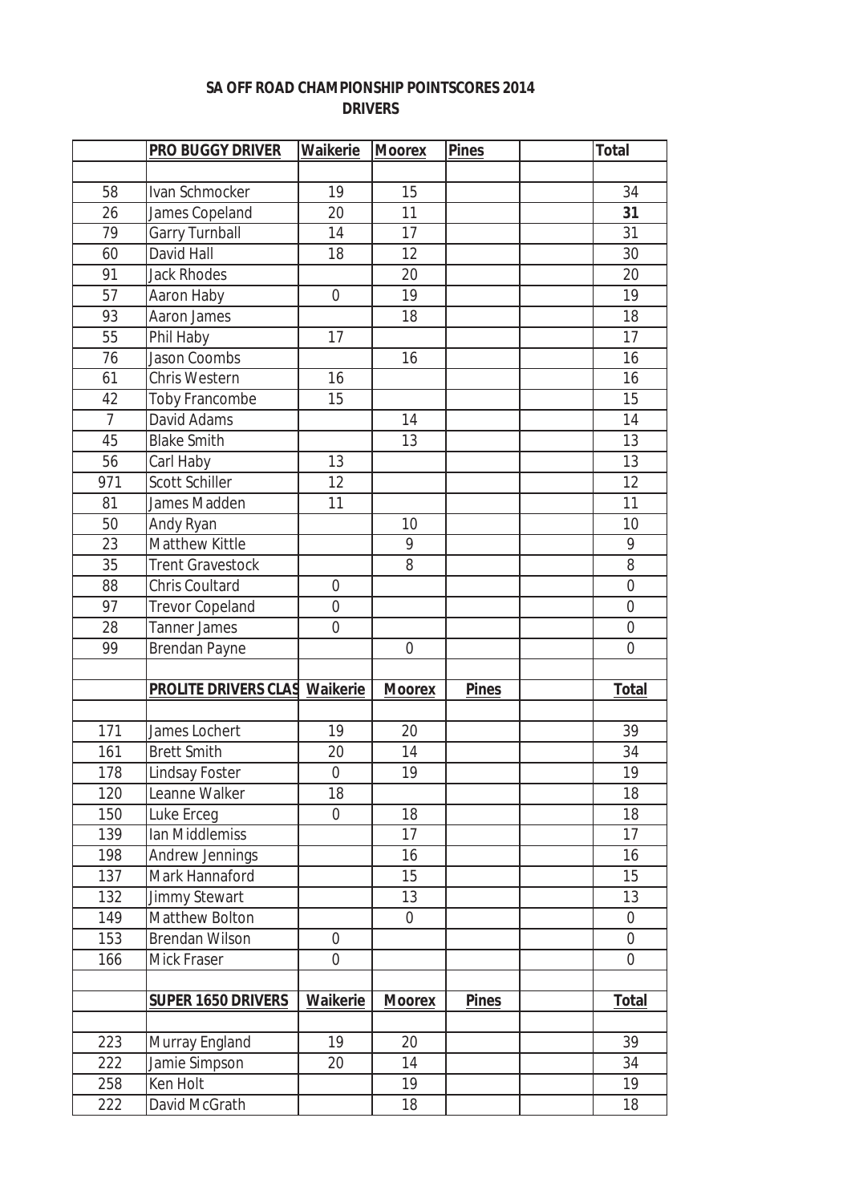**SA OFF ROAD CHAMPIONSHIP POINTSCORES 2014**
**DRIVERS**

| | PRO BUGGY DRIVER | Waikerie | Moorex | Pines | | Total |
|---|---|---|---|---|---|---|
| | | | | | | |
| 58 | Ivan Schmocker | 19 | 15 | | | 34 |
| 26 | James Copeland | 20 | 11 | | | **31** |
| 79 | Garry Turnball | 14 | 17 | | | 31 |
| 60 | David Hall | 18 | 12 | | | 30 |
| 91 | Jack Rhodes | | 20 | | | 20 |
| 57 | Aaron Haby | 0 | 19 | | | 19 |
| 93 | Aaron James | | 18 | | | 18 |
| 55 | Phil Haby | 17 | | | | 17 |
| 76 | Jason Coombs | | 16 | | | 16 |
| 61 | Chris Western | 16 | | | | 16 |
| 42 | Toby Francombe | 15 | | | | 15 |
| 7 | David Adams | | 14 | | | 14 |
| 45 | Blake Smith | | 13 | | | 13 |
| 56 | Carl Haby | 13 | | | | 13 |
| 971 | Scott Schiller | 12 | | | | 12 |
| 81 | James Madden | 11 | | | | 11 |
| 50 | Andy Ryan | | 10 | | | 10 |
| 23 | Matthew Kittle | | 9 | | | 9 |
| 35 | Trent Gravestock | | 8 | | | 8 |
| 88 | Chris Coultard | 0 | | | | 0 |
| 97 | Trevor Copeland | 0 | | | | 0 |
| 28 | Tanner James | 0 | | | | 0 |
| 99 | Brendan Payne | | 0 | | | 0 |
| | | | | | | |
| | **PROLITE DRIVERS CLAS** | **Waikerie** | **Moorex** | **Pines** | | **Total** |
| | | | | | | |
| 171 | James Lochert | 19 | 20 | | | 39 |
| 161 | Brett Smith | 20 | 14 | | | 34 |
| 178 | Lindsay Foster | 0 | 19 | | | 19 |
| 120 | Leanne Walker | 18 | | | | 18 |
| 150 | Luke Erceg | 0 | 18 | | | 18 |
| 139 | Ian Middlemiss | | 17 | | | 17 |
| 198 | Andrew Jennings | | 16 | | | 16 |
| 137 | Mark Hannaford | | 15 | | | 15 |
| 132 | Jimmy Stewart | | 13 | | | 13 |
| 149 | Matthew Bolton | | 0 | | | 0 |
| 153 | Brendan Wilson | 0 | | | | 0 |
| 166 | Mick Fraser | 0 | | | | 0 |
| | | | | | | |
| | **SUPER 1650 DRIVERS** | **Waikerie** | **Moorex** | **Pines** | | **Total** |
| | | | | | | |
| 223 | Murray England | 19 | 20 | | | 39 |
| 222 | Jamie Simpson | 20 | 14 | | | 34 |
| 258 | Ken Holt | | 19 | | | 19 |
| 222 | David McGrath | | 18 | | | 18 |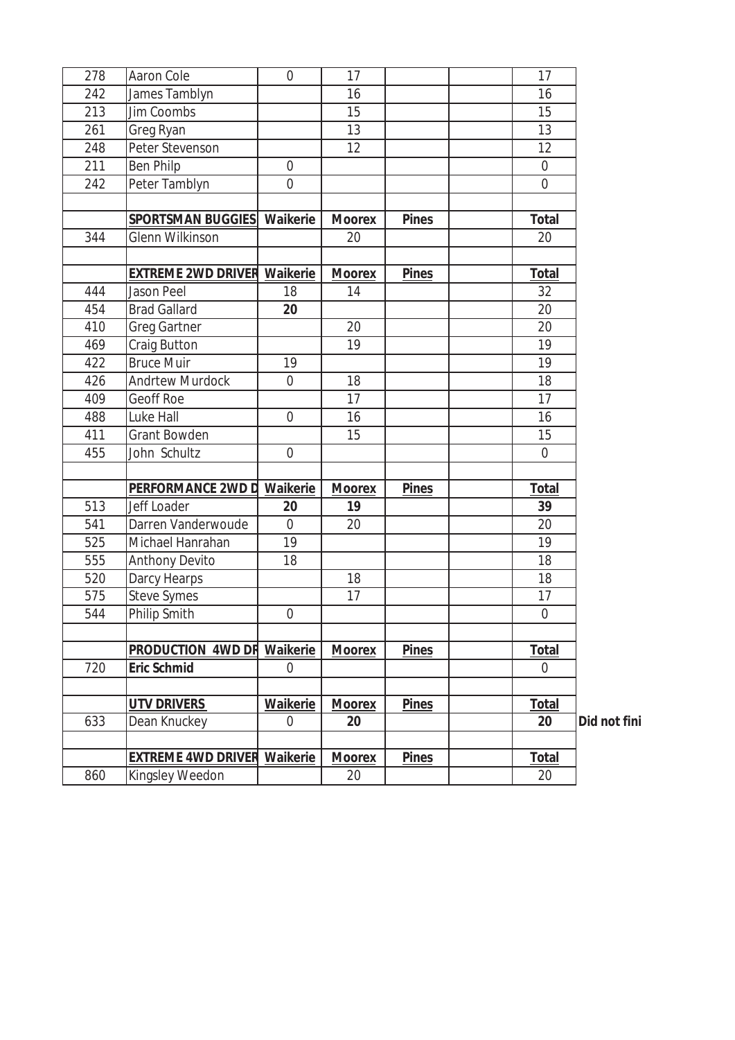| | | | | | | | |
|---|---|---|---|---|---|---|---|
| 278 | Aaron Cole | 0 | 17 | | | 17 | |
| 242 | James Tamblyn | | 16 | | | 16 | |
| 213 | Jim Coombs | | 15 | | | 15 | |
| 261 | Greg Ryan | | 13 | | | 13 | |
| 248 | Peter Stevenson | | 12 | | | 12 | |
| 211 | Ben Philp | 0 | | | | 0 | |
| 242 | Peter Tamblyn | 0 | | | | 0 | |
| | | | | | | | |
| | **SPORTSMAN BUGGIES** | **Waikerie** | **Moorex** | **Pines** | | **Total** | |
| 344 | Glenn Wilkinson | | 20 | | | 20 | |
| | | | | | | | |
| | **EXTREME 2WD DRIVER** | **Waikerie** | **Moorex** | **Pines** | | **Total** | |
| 444 | Jason Peel | 18 | 14 | | | 32 | |
| 454 | Brad Gallard | **20** | | | | 20 | |
| 410 | Greg Gartner | | 20 | | | 20 | |
| 469 | Craig Button | | 19 | | | 19 | |
| 422 | Bruce Muir | 19 | | | | 19 | |
| 426 | Andrtew Murdock | 0 | 18 | | | 18 | |
| 409 | Geoff Roe | | 17 | | | 17 | |
| 488 | Luke Hall | 0 | 16 | | | 16 | |
| 411 | Grant Bowden | | 15 | | | 15 | |
| 455 | John Schultz | 0 | | | | 0 | |
| | | | | | | | |
| | **PERFORMANCE 2WD D** | **Waikerie** | **Moorex** | **Pines** | | **Total** | |
| 513 | Jeff Loader | **20** | **19** | | | **39** | |
| 541 | Darren Vanderwoude | 0 | 20 | | | 20 | |
| 525 | Michael Hanrahan | 19 | | | | 19 | |
| 555 | Anthony Devito | 18 | | | | 18 | |
| 520 | Darcy Hearps | | 18 | | | 18 | |
| 575 | Steve Symes | | 17 | | | 17 | |
| 544 | Philip Smith | 0 | | | | 0 | |
| | | | | | | | |
| | **PRODUCTION 4WD DR** | **Waikerie** | **Moorex** | **Pines** | | **Total** | |
| 720 | **Eric Schmid** | 0 | | | | 0 | |
| | | | | | | | |
| | **UTV DRIVERS** | **Waikerie** | **Moorex** | **Pines** | | **Total** | |
| 633 | Dean Knuckey | 0 | **20** | | | **20** | **Did not fini** |
| | | | | | | | |
| | **EXTREME 4WD DRIVER** | **Waikerie** | **Moorex** | **Pines** | | **Total** | |
| 860 | Kingsley Weedon | | 20 | | | 20 | |